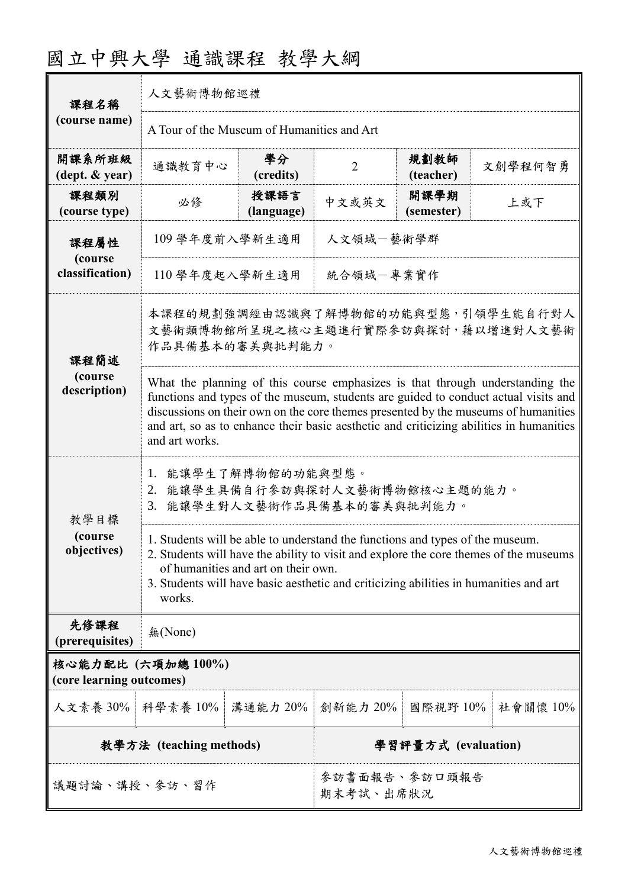# 國立中興大學 通識課程 教學大綱

| 課程名稱 (course name) | 人文藝術博物館巡禮 | | | | |
|---|---|---|---|---|---|
| | A Tour of the Museum of Humanities and Art | | | | |
| 開課系所班級 (dept. & year) | 通識教育中心 | 學分 (credits) | 2 | 規劃教師 (teacher) | 文創學程何智勇 |
| 課程類別 (course type) | 必修 | 授課語言 (language) | 中文或英文 | 開課學期 (semester) | 上或下 |
| 課程屬性 (course classification) | 109 學年度前入學新生適用 | 人文領域－藝術學群 | | | |
| | 110 學年度起入學新生適用 | 統合領域－專業實作 | | | |
| 課程簡述 (course description) | 本課程的規劃強調經由認識與了解博物館的功能與型態，引領學生能自行對人文藝術類博物館所呈現之核心主題進行實際參訪與探討，藉以增進對人文藝術作品具備基本的審美與批判能力。 | | | | |
| | What the planning of this course emphasizes is that through understanding the functions and types of the museum, students are guided to conduct actual visits and discussions on their own on the core themes presented by the museums of humanities and art, so as to enhance their basic aesthetic and criticizing abilities in humanities and art works. | | | | |
| 教學目標 (course objectives) | 1. 能讓學生了解博物館的功能與型態。<br>2. 能讓學生具備自行參訪與探討人文藝術博物館核心主題的能力。<br>3. 能讓學生對人文藝術作品具備基本的審美與批判能力。 | | | | |
| | 1. Students will be able to understand the functions and types of the museum.<br>2. Students will have the ability to visit and explore the core themes of the museums of humanities and art on their own.<br>3. Students will have basic aesthetic and criticizing abilities in humanities and art works. | | | | |
| 先修課程 (prerequisites) | 無(None) | | | | |

**核心能力配比 (六項加總 100%)**
**(core learning outcomes)**

| 人文素養 30% | 科學素養 10% | 溝通能力 20% | 創新能力 20% | 國際視野 10% | 社會關懷 10% |
|---|---|---|---|---|---|

| 教學方法 (teaching methods) | 學習評量方式 (evaluation) |
|---|---|
| 議題討論、講授、參訪、習作 | 參訪書面報告、參訪口頭報告<br>期末考試、出席狀況 |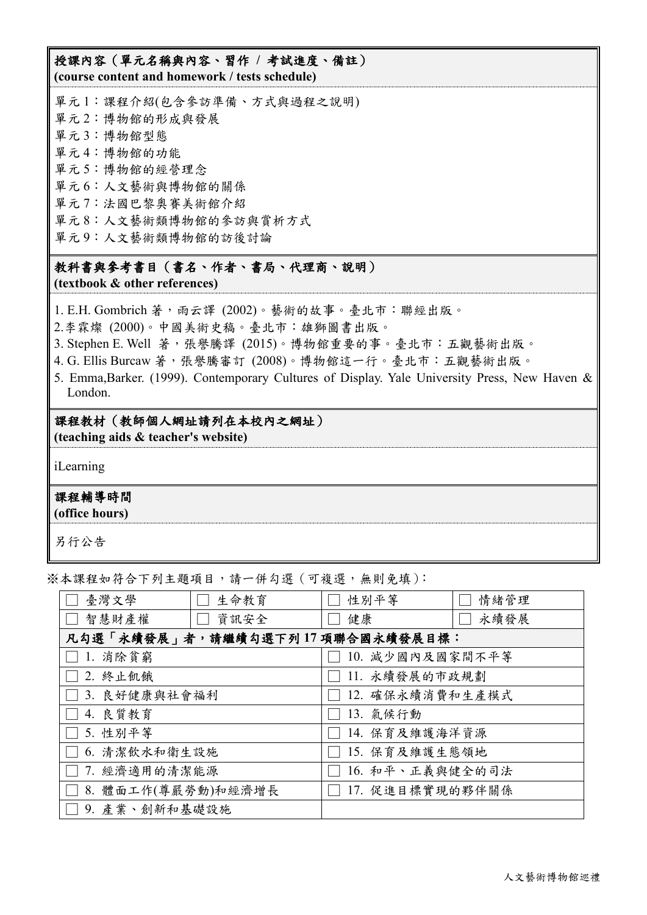**授課內容（單元名稱與內容、習作 / 考試進度、備註）**
**(course content and homework / tests schedule)**

單元 1：課程介紹(包含參訪準備、方式與過程之說明)
單元 2：博物館的形成與發展
單元 3：博物館型態
單元 4：博物館的功能
單元 5：博物館的經營理念
單元 6：人文藝術與博物館的關係
單元 7：法國巴黎奧賽美術館介紹
單元 8：人文藝術類博物館的參訪與賞析方式
單元 9：人文藝術類博物館的訪後討論

**教科書與參考書目（書名、作者、書局、代理商、說明）**
**(textbook & other references)**

1. E.H. Gombrich 著，雨云譯 (2002)。藝術的故事。臺北市：聯經出版。
2. 李霖燦 (2000)。中國美術史稿。臺北市：雄獅圖書出版。
3. Stephen E. Well 著，張譽騰譯 (2015)。博物館重要的事。臺北市：五觀藝術出版。
4. G. Ellis Burcaw 著，張譽騰審訂 (2008)。博物館這一行。臺北市：五觀藝術出版。
5. Emma,Barker. (1999). Contemporary Cultures of Display. Yale University Press, New Haven & London.

**課程教材（教師個人網址請列在本校內之網址）**
**(teaching aids & teacher's website)**

iLearning

**課程輔導時間**
**(office hours)**

另行公告

※本課程如符合下列主題項目，請一併勾選（可複選，無則免填）：

| | | | |
|---|---|---|---|
| ☐ 臺灣文學 | ☐ 生命教育 | ☐ 性別平等 | ☐ 情緒管理 |
| ☐ 智慧財產權 | ☐ 資訊安全 | ☐ 健康 | ☐ 永續發展 |
| **凡勾選「永續發展」者，請繼續勾選下列 17 項聯合國永續發展目標：** | | | |
| ☐ 1. 消除貧窮 | | ☐ 10. 減少國內及國家間不平等 | |
| ☐ 2. 終止飢餓 | | ☐ 11. 永續發展的市政規劃 | |
| ☐ 3. 良好健康與社會福利 | | ☐ 12. 確保永續消費和生產模式 | |
| ☐ 4. 良質教育 | | ☐ 13. 氣候行動 | |
| ☐ 5. 性別平等 | | ☐ 14. 保育及維護海洋資源 | |
| ☐ 6. 清潔飲水和衛生設施 | | ☐ 15. 保育及維護生態領地 | |
| ☐ 7. 經濟適用的清潔能源 | | ☐ 16. 和平、正義與健全的司法 | |
| ☐ 8. 體面工作(尊嚴勞動)和經濟增長 | | ☐ 17. 促進目標實現的夥伴關係 | |
| ☐ 9. 產業、創新和基礎設施 | | | |